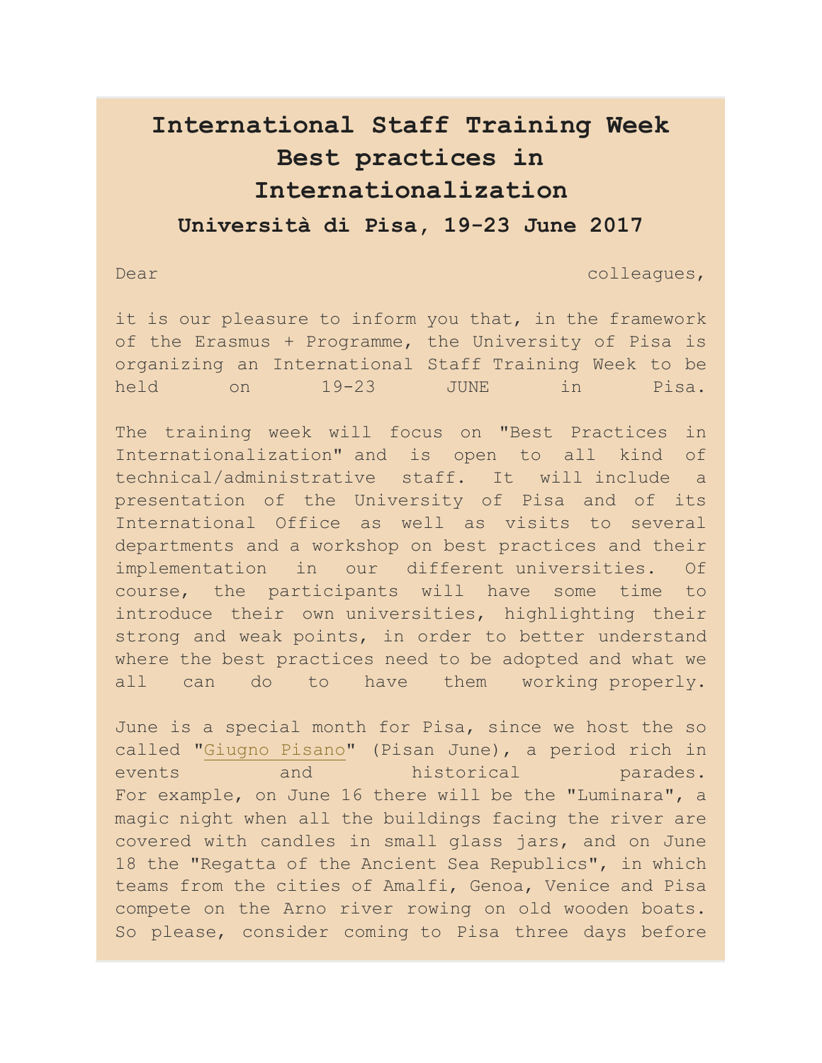# International Staff Training Week
# Best practices in Internationalization
### Università di Pisa, 19-23 June 2017

Dear colleagues,

it is our pleasure to inform you that, in the framework of the Erasmus + Programme, the University of Pisa is organizing an International Staff Training Week to be held on 19-23 JUNE in Pisa.

The training week will focus on "Best Practices in Internationalization" and is open to all kind of technical/administrative staff. It will include a presentation of the University of Pisa and of its International Office as well as visits to several departments and a workshop on best practices and their implementation in our different universities. Of course, the participants will have some time to introduce their own universities, highlighting their strong and weak points, in order to better understand where the best practices need to be adopted and what we all can do to have them working properly.

June is a special month for Pisa, since we host the so called "Giugno Pisano" (Pisan June), a period rich in events and historical parades. For example, on June 16 there will be the "Luminara", a magic night when all the buildings facing the river are covered with candles in small glass jars, and on June 18 the "Regatta of the Ancient Sea Republics", in which teams from the cities of Amalfi, Genoa, Venice and Pisa compete on the Arno river rowing on old wooden boats. So please, consider coming to Pisa three days before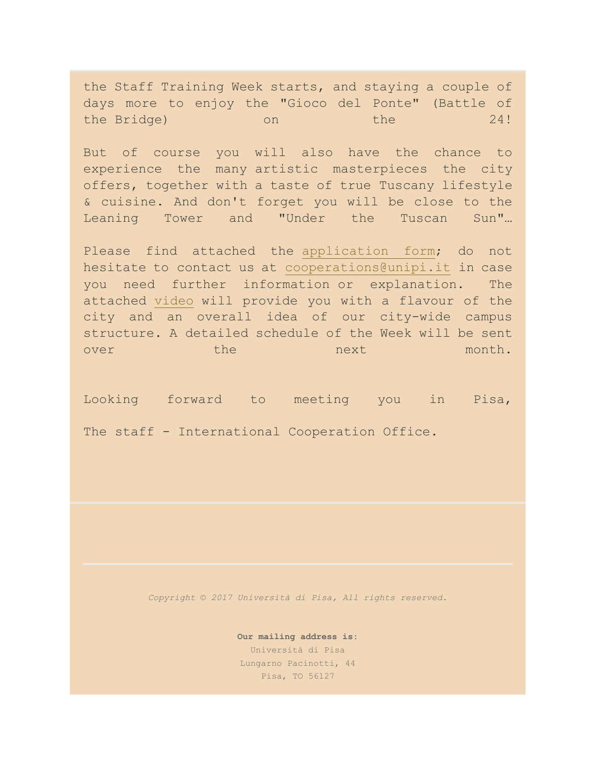the Staff Training Week starts, and staying a couple of days more to enjoy the "Gioco del Ponte" (Battle of the Bridge) on the 24!

But of course you will also have the chance to experience the many artistic masterpieces the city offers, together with a taste of true Tuscany lifestyle & cuisine. And don't forget you will be close to the Leaning Tower and "Under the Tuscan Sun"…

Please find attached the application form; do not hesitate to contact us at cooperations@unipi.it in case you need further information or explanation. The attached video will provide you with a flavour of the city and an overall idea of our city-wide campus structure. A detailed schedule of the Week will be sent over the next month.

Looking forward to meeting you in Pisa,

The staff - International Cooperation Office.

---

*Copyright © 2017 Università di Pisa, All rights reserved.*

**Our mailing address is:**
Università di Pisa
Lungarno Pacinotti, 44
Pisa, TO 56127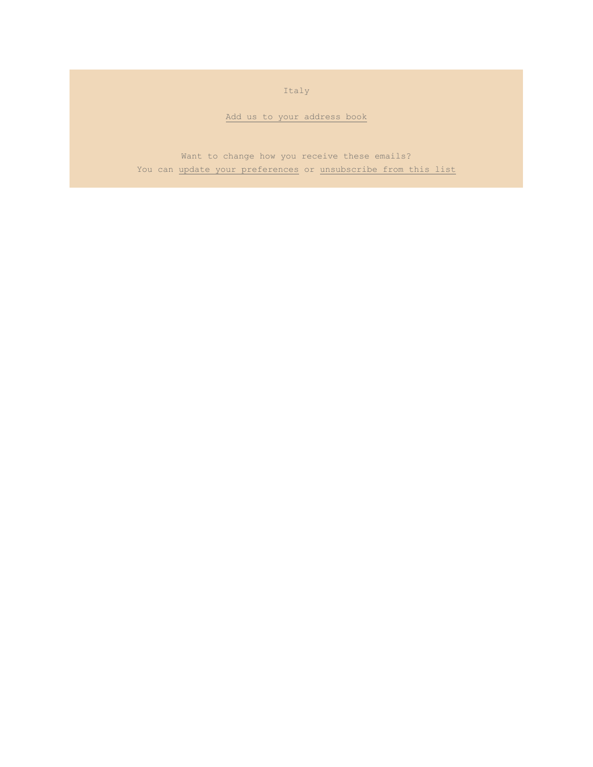Italy

Add us to your address book

Want to change how you receive these emails?
You can update your preferences or unsubscribe from this list